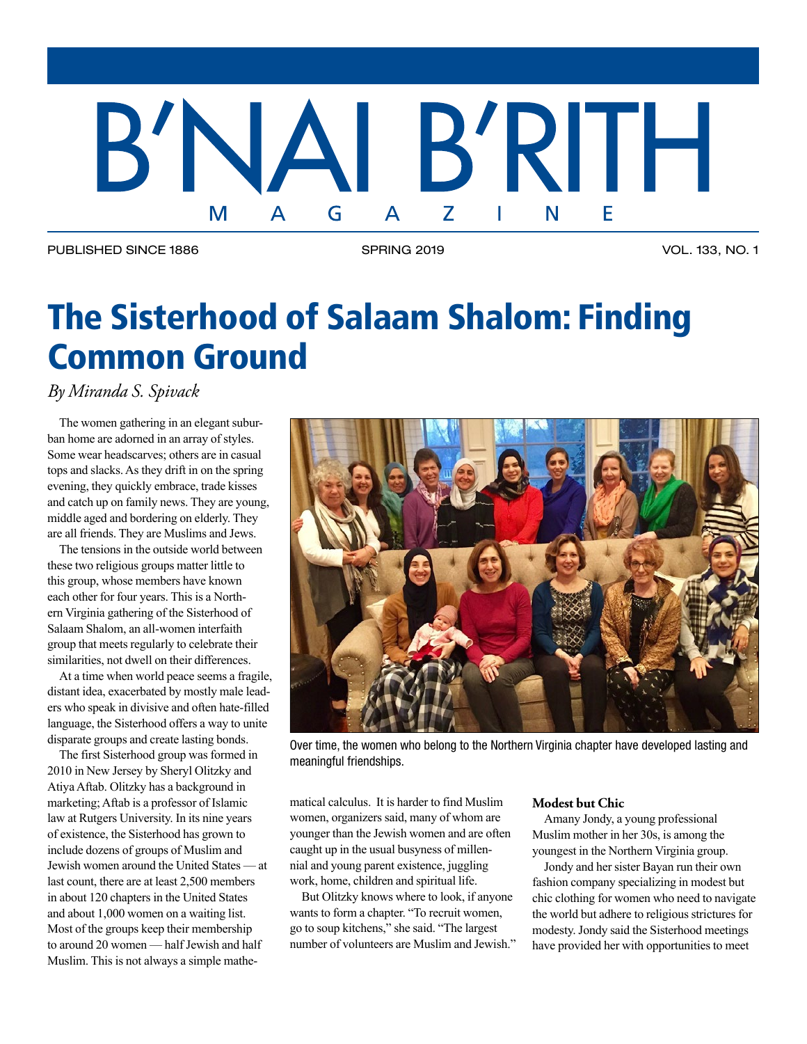# B'NAI B'RITH MAGAZINE

PUBLISHED SINCE 1886 SPRING 2019 VOL. 133, NO. 1

# The Sisterhood of Salaam Shalom: Finding Common Ground

*By Miranda S. Spivack*

The women gathering in an elegant suburban home are adorned in an array of styles. Some wear headscarves; others are in casual tops and slacks. As they drift in on the spring evening, they quickly embrace, trade kisses and catch up on family news. They are young, middle aged and bordering on elderly. They are all friends. They are Muslims and Jews.

The tensions in the outside world between these two religious groups matter little to this group, whose members have known each other for four years. This is a Northern Virginia gathering of the Sisterhood of Salaam Shalom, an all-women interfaith group that meets regularly to celebrate their similarities, not dwell on their differences.

At a time when world peace seems a fragile, distant idea, exacerbated by mostly male leaders who speak in divisive and often hate-filled language, the Sisterhood offers a way to unite disparate groups and create lasting bonds.

The first Sisterhood group was formed in 2010 in New Jersey by Sheryl Olitzky and Atiya Aftab. Olitzky has a background in marketing; Aftab is a professor of Islamic law at Rutgers University. In its nine years of existence, the Sisterhood has grown to include dozens of groups of Muslim and Jewish women around the United States — at last count, there are at least 2,500 members in about 120 chapters in the United States and about 1,000 women on a waiting list. Most of the groups keep their membership to around 20 women — half Jewish and half Muslim. This is not always a simple mathematical calculus. It is harder to find Muslim women, organizers said, many of whom are younger than the Jewish women and are often caught up in the usual busyness of millennial and young parent existence, juggling work, home, children and spiritual life.

But Olitzky knows where to look, if anyone wants to form a chapter. "To recruit women, go to soup kitchens," she said. "The largest number of volunteers are Muslim and Jewish."

Over time, the women who belong to the Northern Virginia chapter have developed lasting and meaningful friendships.

**Modest but Chic**

Amany Jondy, a young professional Muslim mother in her 30s, is among the youngest in the Northern Virginia group.

Jondy and her sister Bayan run their own fashion company specializing in modest but chic clothing for women who need to navigate the world but adhere to religious strictures for modesty. Jondy said the Sisterhood meetings have provided her with opportunities to meet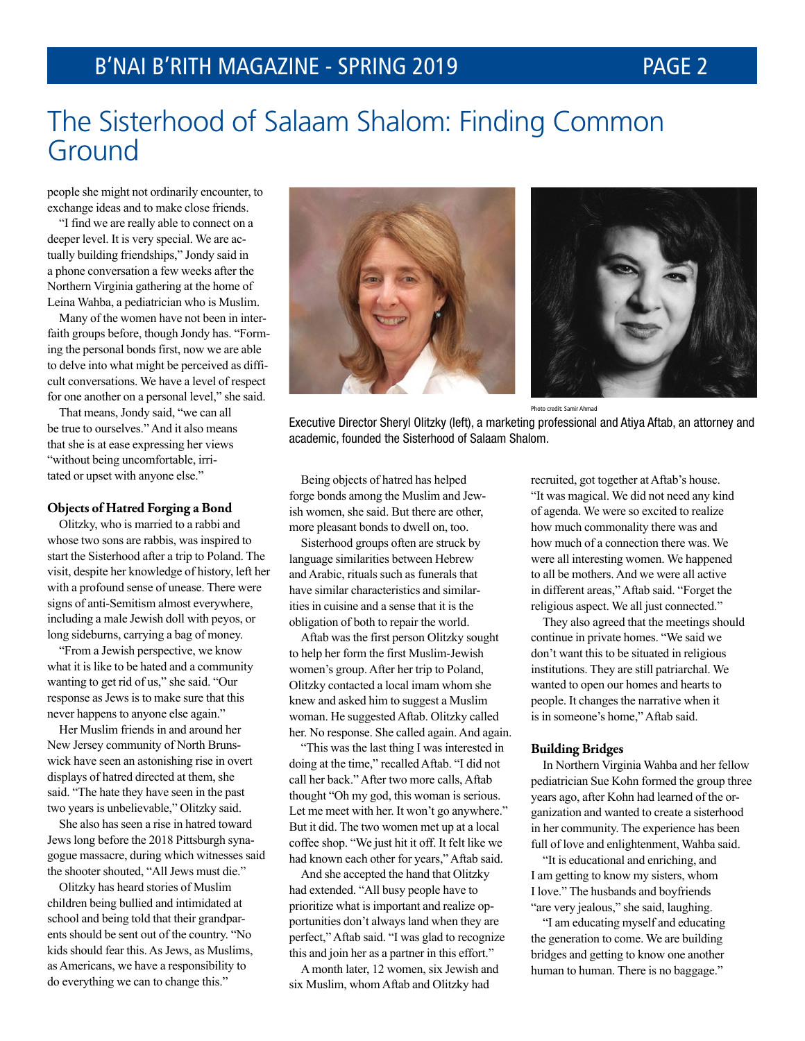# The Sisterhood of Salaam Shalom: Finding Common Ground

people she might not ordinarily encounter, to exchange ideas and to make close friends.

"I find we are really able to connect on a deeper level. It is very special. We are actually building friendships," Jondy said in a phone conversation a few weeks after the Northern Virginia gathering at the home of Leina Wahba, a pediatrician who is Muslim.

Many of the women have not been in interfaith groups before, though Jondy has. "Forming the personal bonds first, now we are able to delve into what might be perceived as difficult conversations. We have a level of respect for one another on a personal level," she said.

That means, Jondy said, "we can all be true to ourselves." And it also means that she is at ease expressing her views "without being uncomfortable, irritated or upset with anyone else."

### Objects of Hatred Forging a Bond

Olitzky, who is married to a rabbi and whose two sons are rabbis, was inspired to start the Sisterhood after a trip to Poland. The visit, despite her knowledge of history, left her with a profound sense of unease. There were signs of anti-Semitism almost everywhere, including a male Jewish doll with peyos, or long sideburns, carrying a bag of money.

"From a Jewish perspective, we know what it is like to be hated and a community wanting to get rid of us," she said. "Our response as Jews is to make sure that this never happens to anyone else again."

Her Muslim friends in and around her New Jersey community of North Brunswick have seen an astonishing rise in overt displays of hatred directed at them, she said. "The hate they have seen in the past two years is unbelievable," Olitzky said.

She also has seen a rise in hatred toward Jews long before the 2018 Pittsburgh synagogue massacre, during which witnesses said the shooter shouted, "All Jews must die."

Olitzky has heard stories of Muslim children being bullied and intimidated at school and being told that their grandparents should be sent out of the country. "No kids should fear this. As Jews, as Muslims, as Americans, we have a responsibility to do everything we can to change this."

Photo credit: Samir Ahmad

Executive Director Sheryl Olitzky (left), a marketing professional and Atiya Aftab, an attorney and academic, founded the Sisterhood of Salaam Shalom.

Being objects of hatred has helped forge bonds among the Muslim and Jewish women, she said. But there are other, more pleasant bonds to dwell on, too.

Sisterhood groups often are struck by language similarities between Hebrew and Arabic, rituals such as funerals that have similar characteristics and similarities in cuisine and a sense that it is the obligation of both to repair the world.

Aftab was the first person Olitzky sought to help her form the first Muslim-Jewish women's group. After her trip to Poland, Olitzky contacted a local imam whom she knew and asked him to suggest a Muslim woman. He suggested Aftab. Olitzky called her. No response. She called again. And again.

"This was the last thing I was interested in doing at the time," recalled Aftab. "I did not call her back." After two more calls, Aftab thought "Oh my god, this woman is serious. Let me meet with her. It won't go anywhere." But it did. The two women met up at a local coffee shop. "We just hit it off. It felt like we had known each other for years," Aftab said.

And she accepted the hand that Olitzky had extended. "All busy people have to prioritize what is important and realize opportunities don't always land when they are perfect," Aftab said. "I was glad to recognize this and join her as a partner in this effort."

A month later, 12 women, six Jewish and six Muslim, whom Aftab and Olitzky had recruited, got together at Aftab's house. "It was magical. We did not need any kind of agenda. We were so excited to realize how much commonality there was and how much of a connection there was. We were all interesting women. We happened to all be mothers. And we were all active in different areas," Aftab said. "Forget the religious aspect. We all just connected."

They also agreed that the meetings should continue in private homes. "We said we don't want this to be situated in religious institutions. They are still patriarchal. We wanted to open our homes and hearts to people. It changes the narrative when it is in someone's home," Aftab said.

### Building Bridges

In Northern Virginia Wahba and her fellow pediatrician Sue Kohn formed the group three years ago, after Kohn had learned of the organization and wanted to create a sisterhood in her community. The experience has been full of love and enlightenment, Wahba said.

"It is educational and enriching, and I am getting to know my sisters, whom I love." The husbands and boyfriends "are very jealous," she said, laughing.

"I am educating myself and educating the generation to come. We are building bridges and getting to know one another human to human. There is no baggage."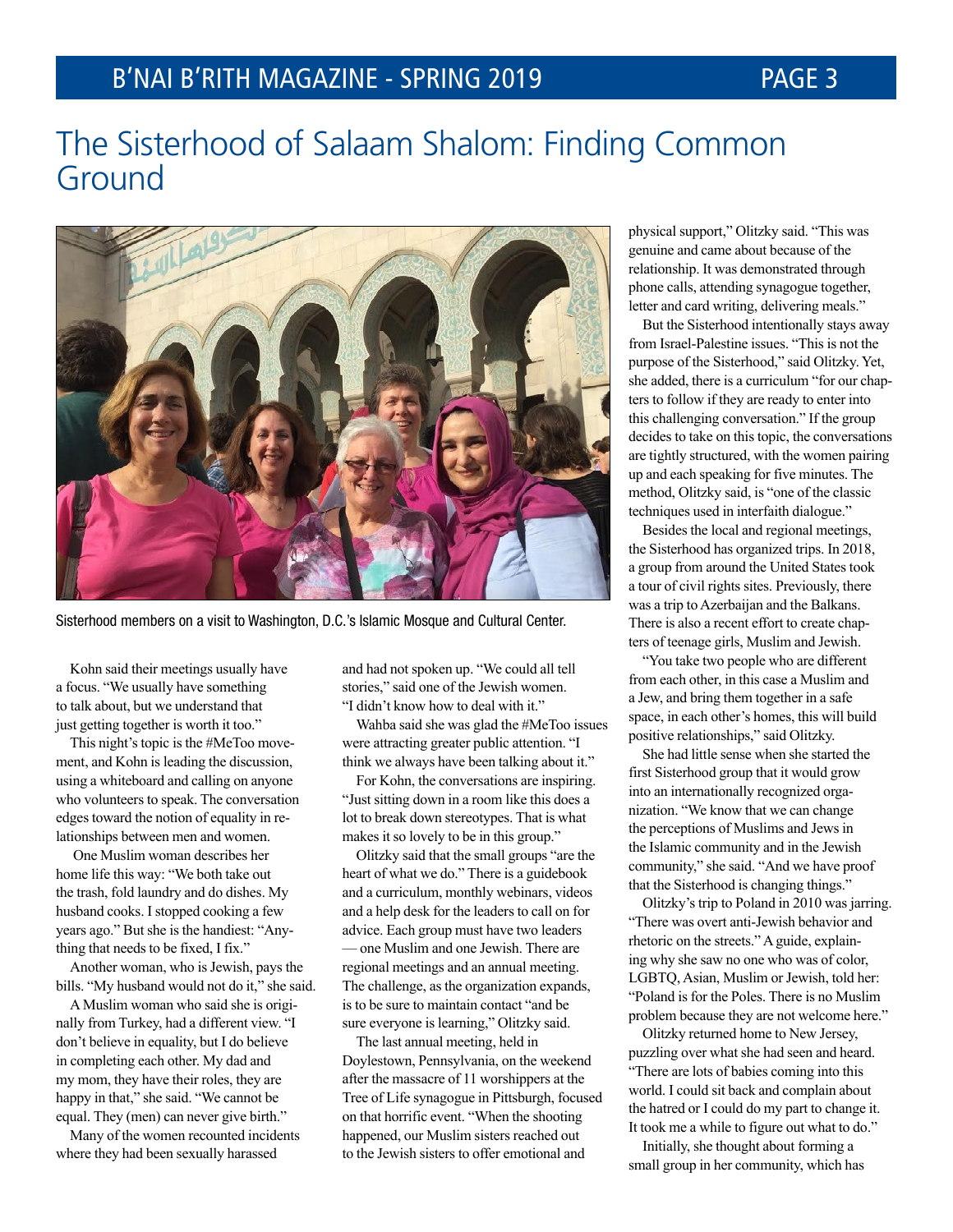# The Sisterhood of Salaam Shalom: Finding Common Ground

Sisterhood members on a visit to Washington, D.C.'s Islamic Mosque and Cultural Center.

Kohn said their meetings usually have a focus. "We usually have something to talk about, but we understand that just getting together is worth it too."

This night's topic is the #MeToo movement, and Kohn is leading the discussion, using a whiteboard and calling on anyone who volunteers to speak. The conversation edges toward the notion of equality in relationships between men and women.

One Muslim woman describes her home life this way: "We both take out the trash, fold laundry and do dishes. My husband cooks. I stopped cooking a few years ago." But she is the handiest: "Anything that needs to be fixed, I fix."

Another woman, who is Jewish, pays the bills. "My husband would not do it," she said.

A Muslim woman who said she is originally from Turkey, had a different view. "I don't believe in equality, but I do believe in completing each other. My dad and my mom, they have their roles, they are happy in that," she said. "We cannot be equal. They (men) can never give birth."

Many of the women recounted incidents where they had been sexually harassed and had not spoken up. "We could all tell stories," said one of the Jewish women. "I didn't know how to deal with it."

Wahba said she was glad the #MeToo issues were attracting greater public attention. "I think we always have been talking about it."

For Kohn, the conversations are inspiring. "Just sitting down in a room like this does a lot to break down stereotypes. That is what makes it so lovely to be in this group."

Olitzky said that the small groups "are the heart of what we do." There is a guidebook and a curriculum, monthly webinars, videos and a help desk for the leaders to call on for advice. Each group must have two leaders — one Muslim and one Jewish. There are regional meetings and an annual meeting. The challenge, as the organization expands, is to be sure to maintain contact "and be sure everyone is learning," Olitzky said.

The last annual meeting, held in Doylestown, Pennsylvania, on the weekend after the massacre of 11 worshippers at the Tree of Life synagogue in Pittsburgh, focused on that horrific event. "When the shooting happened, our Muslim sisters reached out to the Jewish sisters to offer emotional and physical support," Olitzky said. "This was genuine and came about because of the relationship. It was demonstrated through phone calls, attending synagogue together, letter and card writing, delivering meals."

But the Sisterhood intentionally stays away from Israel-Palestine issues. "This is not the purpose of the Sisterhood," said Olitzky. Yet, she added, there is a curriculum "for our chapters to follow if they are ready to enter into this challenging conversation." If the group decides to take on this topic, the conversations are tightly structured, with the women pairing up and each speaking for five minutes. The method, Olitzky said, is "one of the classic techniques used in interfaith dialogue."

Besides the local and regional meetings, the Sisterhood has organized trips. In 2018, a group from around the United States took a tour of civil rights sites. Previously, there was a trip to Azerbaijan and the Balkans. There is also a recent effort to create chapters of teenage girls, Muslim and Jewish.

"You take two people who are different from each other, in this case a Muslim and a Jew, and bring them together in a safe space, in each other's homes, this will build positive relationships," said Olitzky.

She had little sense when she started the first Sisterhood group that it would grow into an internationally recognized organization. "We know that we can change the perceptions of Muslims and Jews in the Islamic community and in the Jewish community," she said. "And we have proof that the Sisterhood is changing things."

Olitzky's trip to Poland in 2010 was jarring. "There was overt anti-Jewish behavior and rhetoric on the streets." A guide, explaining why she saw no one who was of color, LGBTQ, Asian, Muslim or Jewish, told her: "Poland is for the Poles. There is no Muslim problem because they are not welcome here."

Olitzky returned home to New Jersey, puzzling over what she had seen and heard. "There are lots of babies coming into this world. I could sit back and complain about the hatred or I could do my part to change it. It took me a while to figure out what to do."

Initially, she thought about forming a small group in her community, which has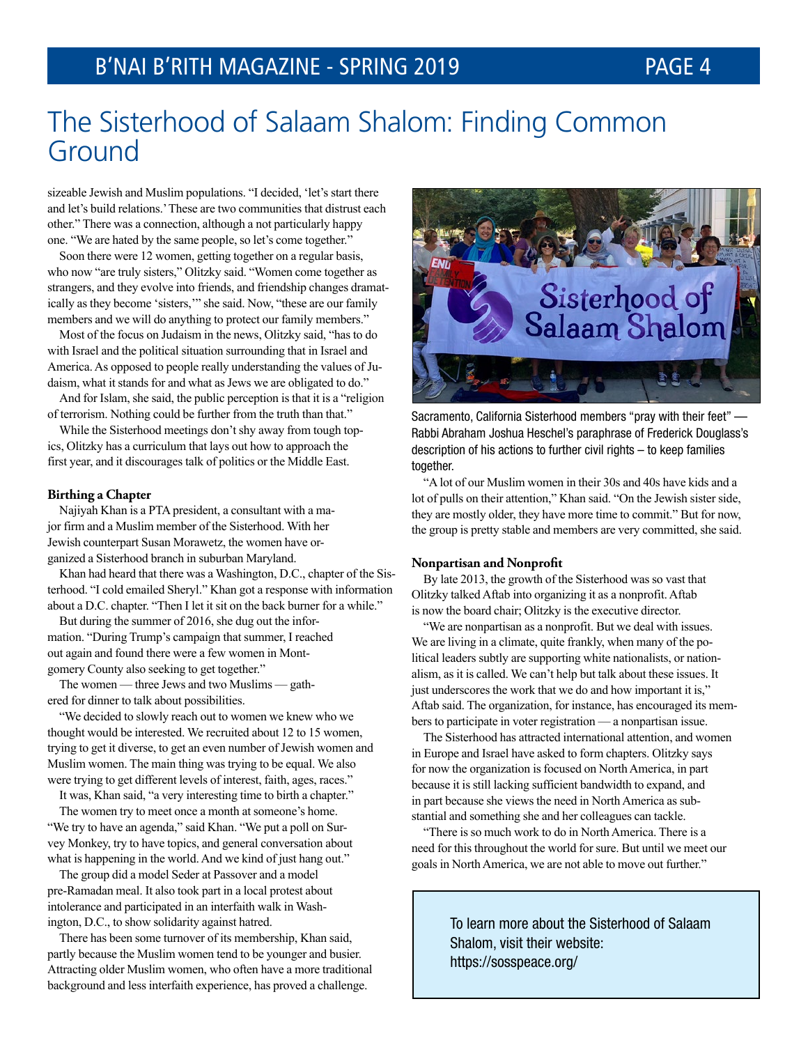# The Sisterhood of Salaam Shalom: Finding Common Ground

sizeable Jewish and Muslim populations. "I decided, 'let's start there and let's build relations.' These are two communities that distrust each other." There was a connection, although a not particularly happy one. "We are hated by the same people, so let's come together."

Soon there were 12 women, getting together on a regular basis, who now "are truly sisters," Olitzky said. "Women come together as strangers, and they evolve into friends, and friendship changes dramatically as they become 'sisters,'" she said. Now, "these are our family members and we will do anything to protect our family members."

Most of the focus on Judaism in the news, Olitzky said, "has to do with Israel and the political situation surrounding that in Israel and America. As opposed to people really understanding the values of Judaism, what it stands for and what as Jews we are obligated to do."

And for Islam, she said, the public perception is that it is a "religion of terrorism. Nothing could be further from the truth than that."

While the Sisterhood meetings don't shy away from tough topics, Olitzky has a curriculum that lays out how to approach the first year, and it discourages talk of politics or the Middle East.

**Birthing a Chapter**

Najiyah Khan is a PTA president, a consultant with a major firm and a Muslim member of the Sisterhood. With her Jewish counterpart Susan Morawetz, the women have organized a Sisterhood branch in suburban Maryland.

Khan had heard that there was a Washington, D.C., chapter of the Sisterhood. "I cold emailed Sheryl." Khan got a response with information about a D.C. chapter. "Then I let it sit on the back burner for a while."

But during the summer of 2016, she dug out the information. "During Trump's campaign that summer, I reached out again and found there were a few women in Montgomery County also seeking to get together."

The women — three Jews and two Muslims — gathered for dinner to talk about possibilities.

"We decided to slowly reach out to women we knew who we thought would be interested. We recruited about 12 to 15 women, trying to get it diverse, to get an even number of Jewish women and Muslim women. The main thing was trying to be equal. We also were trying to get different levels of interest, faith, ages, races."

It was, Khan said, "a very interesting time to birth a chapter."

The women try to meet once a month at someone's home. "We try to have an agenda," said Khan. "We put a poll on Survey Monkey, try to have topics, and general conversation about what is happening in the world. And we kind of just hang out."

The group did a model Seder at Passover and a model pre-Ramadan meal. It also took part in a local protest about intolerance and participated in an interfaith walk in Washington, D.C., to show solidarity against hatred.

There has been some turnover of its membership, Khan said, partly because the Muslim women tend to be younger and busier. Attracting older Muslim women, who often have a more traditional background and less interfaith experience, has proved a challenge.

Sacramento, California Sisterhood members "pray with their feet" — Rabbi Abraham Joshua Heschel's paraphrase of Frederick Douglass's description of his actions to further civil rights – to keep families together.

"A lot of our Muslim women in their 30s and 40s have kids and a lot of pulls on their attention," Khan said. "On the Jewish sister side, they are mostly older, they have more time to commit." But for now, the group is pretty stable and members are very committed, she said.

**Nonpartisan and Nonprofit**

By late 2013, the growth of the Sisterhood was so vast that Olitzky talked Aftab into organizing it as a nonprofit. Aftab is now the board chair; Olitzky is the executive director.

"We are nonpartisan as a nonprofit. But we deal with issues. We are living in a climate, quite frankly, when many of the political leaders subtly are supporting white nationalists, or nationalism, as it is called. We can't help but talk about these issues. It just underscores the work that we do and how important it is," Aftab said. The organization, for instance, has encouraged its members to participate in voter registration — a nonpartisan issue.

The Sisterhood has attracted international attention, and women in Europe and Israel have asked to form chapters. Olitzky says for now the organization is focused on North America, in part because it is still lacking sufficient bandwidth to expand, and in part because she views the need in North America as substantial and something she and her colleagues can tackle.

"There is so much work to do in North America. There is a need for this throughout the world for sure. But until we meet our goals in North America, we are not able to move out further."

To learn more about the Sisterhood of Salaam Shalom, visit their website: https://sosspeace.org/